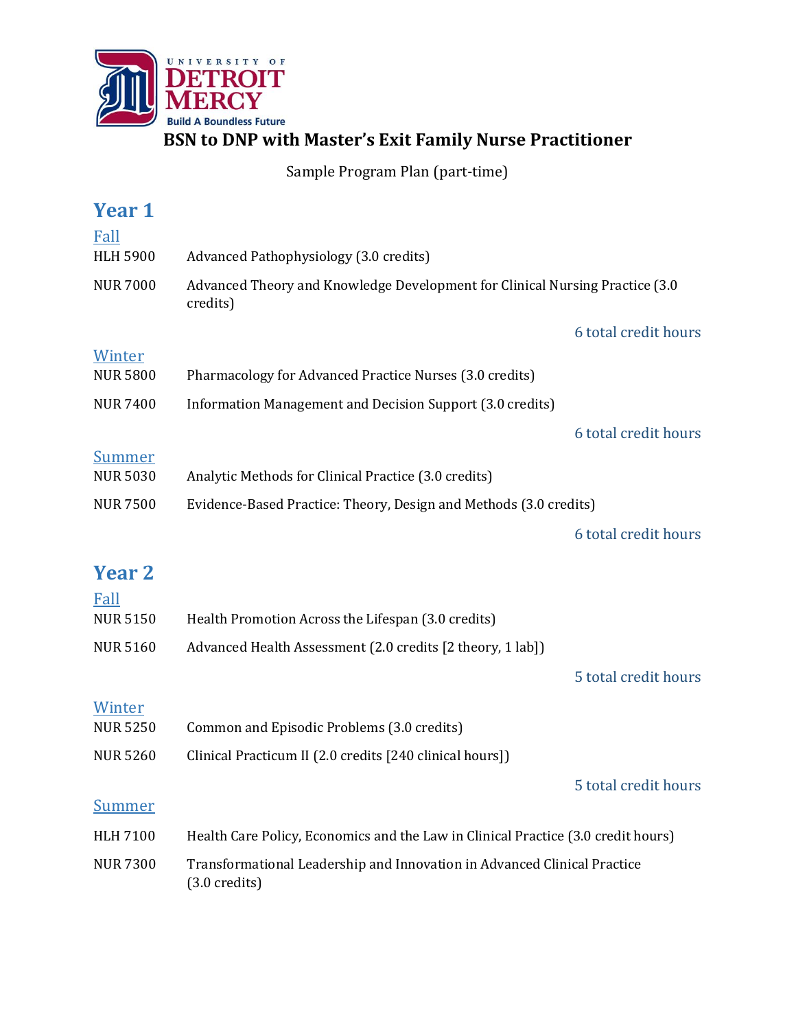UNIVERSITY OF DETROIT MERCY

Build A Boundless Future

# BSN to DNP with Master's Exit Family Nurse Practitioner

Sample Program Plan (part-time)

## Year 1

### Fall

HLH 5900 Advanced Pathophysiology (3.0 credits)

NUR 7000 Advanced Theory and Knowledge Development for Clinical Nursing Practice (3.0 credits)

6 total credit hours

### Winter

NUR 5800 Pharmacology for Advanced Practice Nurses (3.0 credits)

NUR 7400 Information Management and Decision Support (3.0 credits)

6 total credit hours

### Summer

NUR 5030 Analytic Methods for Clinical Practice (3.0 credits)

NUR 7500 Evidence-Based Practice: Theory, Design and Methods (3.0 credits)

6 total credit hours

## Year 2

### Fall

NUR 5150 Health Promotion Across the Lifespan (3.0 credits)

NUR 5160 Advanced Health Assessment (2.0 credits [2 theory, 1 lab])

5 total credit hours

### Winter

NUR 5250 Common and Episodic Problems (3.0 credits)

NUR 5260 Clinical Practicum II (2.0 credits [240 clinical hours])

5 total credit hours

### Summer

HLH 7100 Health Care Policy, Economics and the Law in Clinical Practice (3.0 credit hours)

NUR 7300 Transformational Leadership and Innovation in Advanced Clinical Practice (3.0 credits)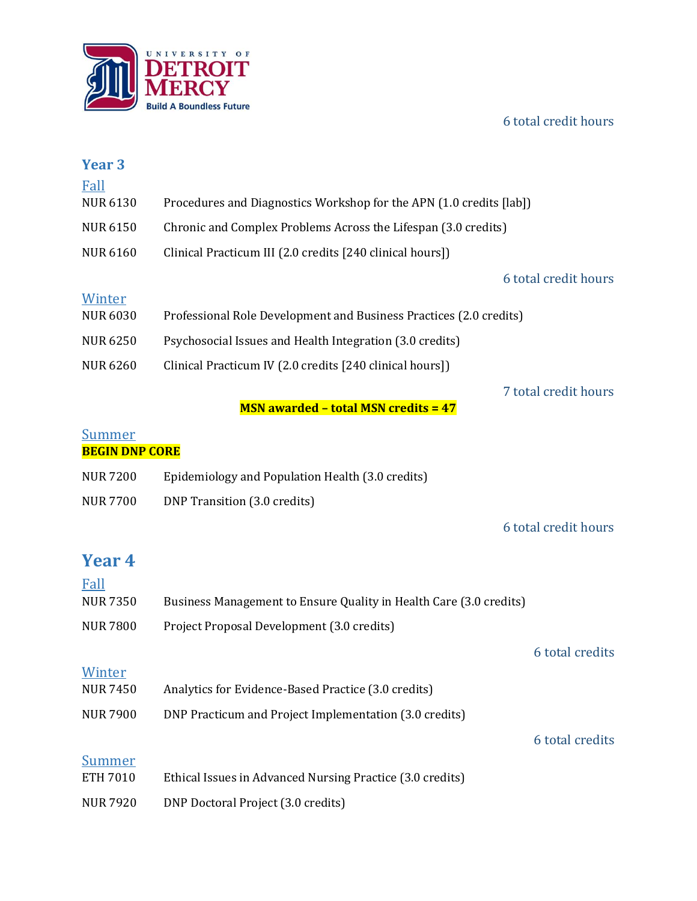6 total credit hours

## Year 3

### Fall

NUR 6130 Procedures and Diagnostics Workshop for the APN (1.0 credits [lab])

NUR 6150 Chronic and Complex Problems Across the Lifespan (3.0 credits)

NUR 6160 Clinical Practicum III (2.0 credits [240 clinical hours])

6 total credit hours

### Winter

NUR 6030 Professional Role Development and Business Practices (2.0 credits)

NUR 6250 Psychosocial Issues and Health Integration (3.0 credits)

NUR 6260 Clinical Practicum IV (2.0 credits [240 clinical hours])

7 total credit hours

**MSN awarded – total MSN credits = 47**

### Summer

**BEGIN DNP CORE**

NUR 7200 Epidemiology and Population Health (3.0 credits)

NUR 7700 DNP Transition (3.0 credits)

6 total credit hours

## Year 4

### Fall

NUR 7350 Business Management to Ensure Quality in Health Care (3.0 credits)

NUR 7800 Project Proposal Development (3.0 credits)

6 total credits

### Winter

NUR 7450 Analytics for Evidence-Based Practice (3.0 credits)

NUR 7900 DNP Practicum and Project Implementation (3.0 credits)

6 total credits

### Summer

ETH 7010 Ethical Issues in Advanced Nursing Practice (3.0 credits)

NUR 7920 DNP Doctoral Project (3.0 credits)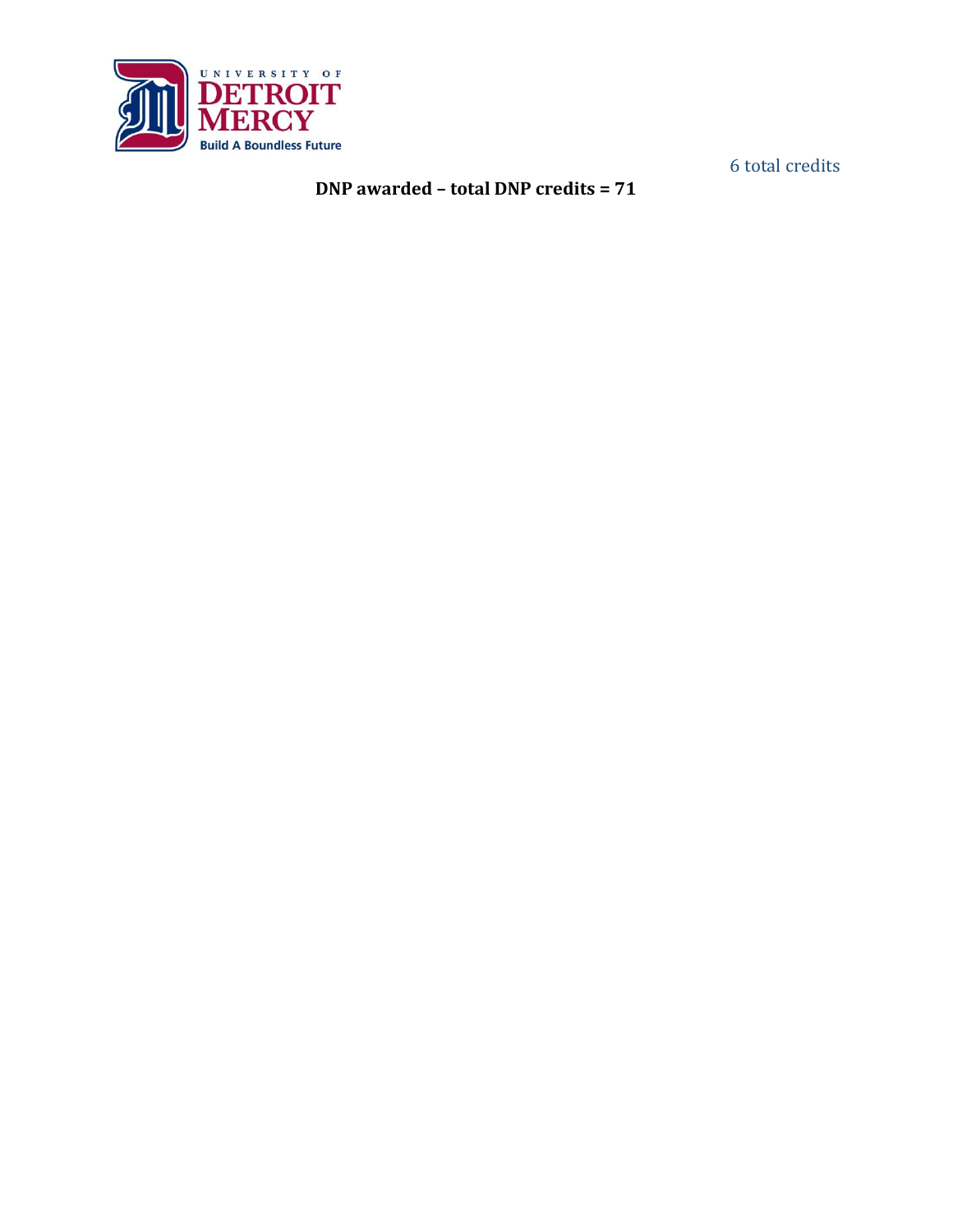6 total credits

**DNP awarded – total DNP credits = 71**